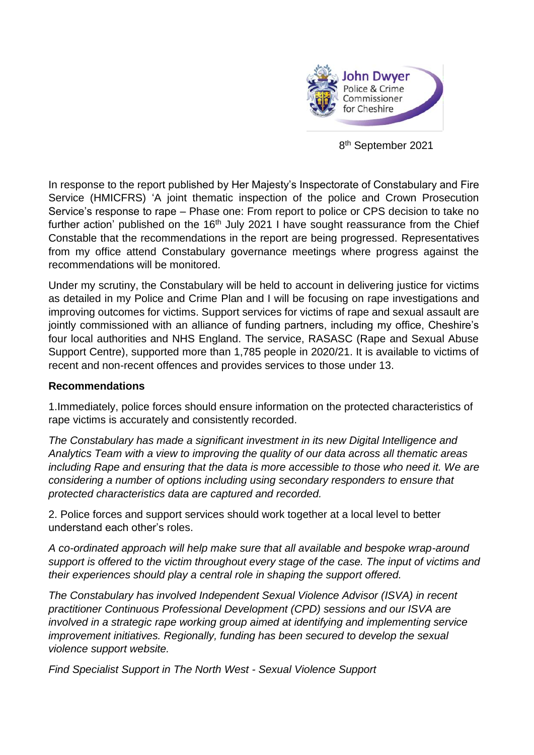John Dwyer
Police & Crime Commissioner for Cheshire

8th September 2021

In response to the report published by Her Majesty's Inspectorate of Constabulary and Fire Service (HMICFRS) 'A joint thematic inspection of the police and Crown Prosecution Service's response to rape – Phase one: From report to police or CPS decision to take no further action' published on the 16th July 2021 I have sought reassurance from the Chief Constable that the recommendations in the report are being progressed. Representatives from my office attend Constabulary governance meetings where progress against the recommendations will be monitored.

Under my scrutiny, the Constabulary will be held to account in delivering justice for victims as detailed in my Police and Crime Plan and I will be focusing on rape investigations and improving outcomes for victims. Support services for victims of rape and sexual assault are jointly commissioned with an alliance of funding partners, including my office, Cheshire's four local authorities and NHS England. The service, RASASC (Rape and Sexual Abuse Support Centre), supported more than 1,785 people in 2020/21. It is available to victims of recent and non-recent offences and provides services to those under 13.

**Recommendations**

1.Immediately, police forces should ensure information on the protected characteristics of rape victims is accurately and consistently recorded.

*The Constabulary has made a significant investment in its new Digital Intelligence and Analytics Team with a view to improving the quality of our data across all thematic areas including Rape and ensuring that the data is more accessible to those who need it. We are considering a number of options including using secondary responders to ensure that protected characteristics data are captured and recorded.*

2. Police forces and support services should work together at a local level to better understand each other's roles.

*A co-ordinated approach will help make sure that all available and bespoke wrap-around support is offered to the victim throughout every stage of the case. The input of victims and their experiences should play a central role in shaping the support offered.*

*The Constabulary has involved Independent Sexual Violence Advisor (ISVA) in recent practitioner Continuous Professional Development (CPD) sessions and our ISVA are involved in a strategic rape working group aimed at identifying and implementing service improvement initiatives. Regionally, funding has been secured to develop the sexual violence support website.*

*Find Specialist Support in The North West - Sexual Violence Support*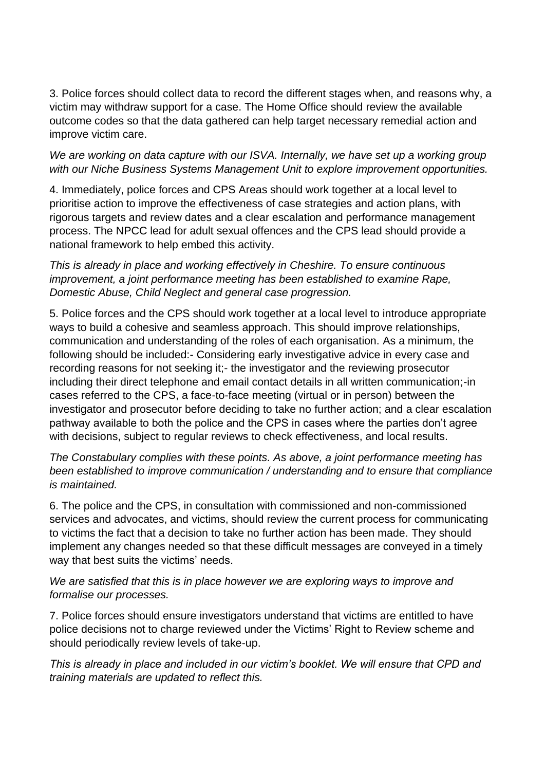3. Police forces should collect data to record the different stages when, and reasons why, a victim may withdraw support for a case. The Home Office should review the available outcome codes so that the data gathered can help target necessary remedial action and improve victim care.

*We are working on data capture with our ISVA. Internally, we have set up a working group with our Niche Business Systems Management Unit to explore improvement opportunities.*

4. Immediately, police forces and CPS Areas should work together at a local level to prioritise action to improve the effectiveness of case strategies and action plans, with rigorous targets and review dates and a clear escalation and performance management process. The NPCC lead for adult sexual offences and the CPS lead should provide a national framework to help embed this activity.

*This is already in place and working effectively in Cheshire. To ensure continuous improvement, a joint performance meeting has been established to examine Rape, Domestic Abuse, Child Neglect and general case progression.*

5. Police forces and the CPS should work together at a local level to introduce appropriate ways to build a cohesive and seamless approach. This should improve relationships, communication and understanding of the roles of each organisation. As a minimum, the following should be included:- Considering early investigative advice in every case and recording reasons for not seeking it;- the investigator and the reviewing prosecutor including their direct telephone and email contact details in all written communication;-in cases referred to the CPS, a face-to-face meeting (virtual or in person) between the investigator and prosecutor before deciding to take no further action; and a clear escalation pathway available to both the police and the CPS in cases where the parties don't agree with decisions, subject to regular reviews to check effectiveness, and local results.

*The Constabulary complies with these points. As above, a joint performance meeting has been established to improve communication / understanding and to ensure that compliance is maintained.*

6. The police and the CPS, in consultation with commissioned and non-commissioned services and advocates, and victims, should review the current process for communicating to victims the fact that a decision to take no further action has been made. They should implement any changes needed so that these difficult messages are conveyed in a timely way that best suits the victims' needs.

*We are satisfied that this is in place however we are exploring ways to improve and formalise our processes.*

7. Police forces should ensure investigators understand that victims are entitled to have police decisions not to charge reviewed under the Victims' Right to Review scheme and should periodically review levels of take-up.

*This is already in place and included in our victim's booklet. We will ensure that CPD and training materials are updated to reflect this.*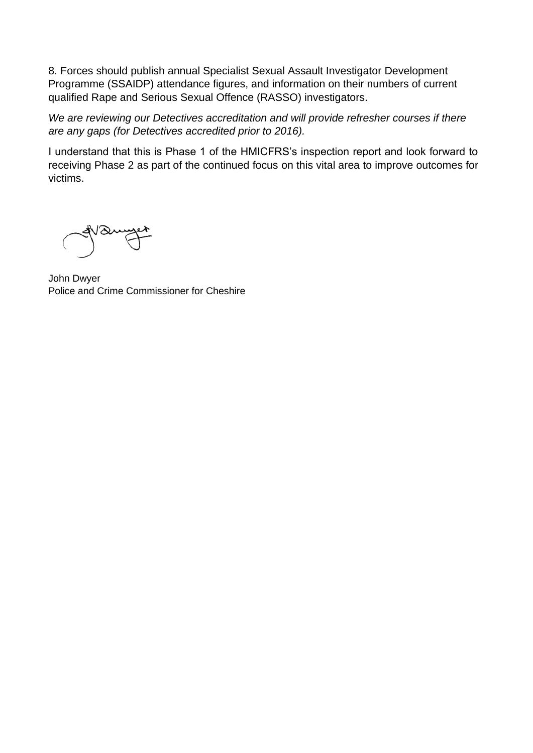8. Forces should publish annual Specialist Sexual Assault Investigator Development Programme (SSAIDP) attendance figures, and information on their numbers of current qualified Rape and Serious Sexual Offence (RASSO) investigators.

*We are reviewing our Detectives accreditation and will provide refresher courses if there are any gaps (for Detectives accredited prior to 2016).*

I understand that this is Phase 1 of the HMICFRS's inspection report and look forward to receiving Phase 2 as part of the continued focus on this vital area to improve outcomes for victims.

John Dwyer
Police and Crime Commissioner for Cheshire